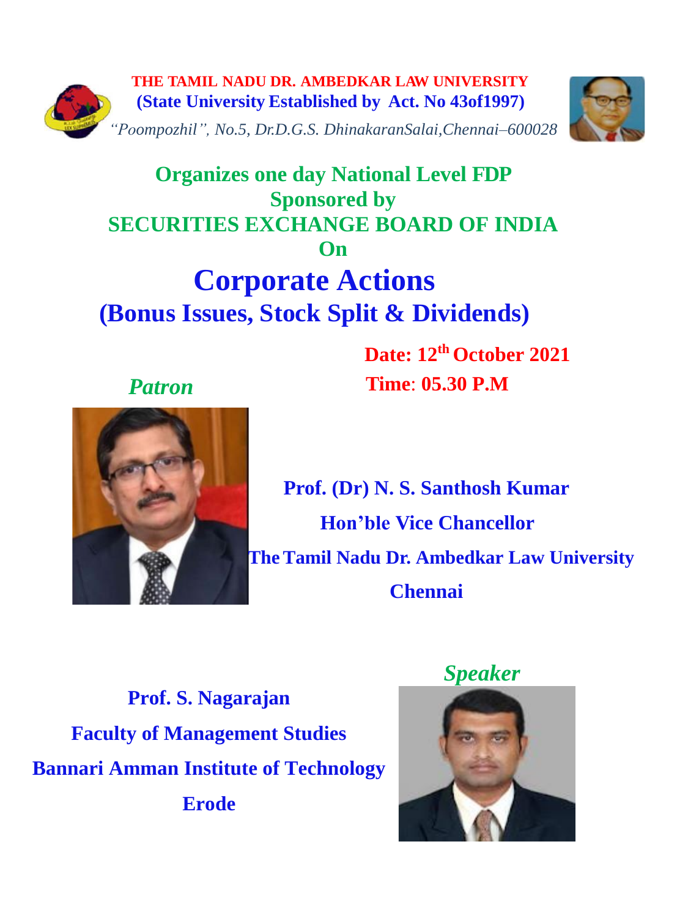**THE TAMIL NADU DR. AMBEDKAR LAW UNIVERSITY**

**(State University Established by Act. No 43of1997)**

*"Poompozhil", No.5, Dr.D.G.S. DhinakaranSalai,Chennai–600028*

## Organizes one day National Level FDP
## Sponsored by
## SECURITIES EXCHANGE BOARD OF INDIA
## On

# Corporate Actions
## (Bonus Issues, Stock Split & Dividends)

**Date: 12th October 2021**

**Time: 05.30 P.M**

*Patron*

**Prof. (Dr) N. S. Santhosh Kumar**

**Hon'ble Vice Chancellor**

**The Tamil Nadu Dr. Ambedkar Law University**

**Chennai**

*Speaker*

**Prof. S. Nagarajan**

**Faculty of Management Studies**

**Bannari Amman Institute of Technology**

**Erode**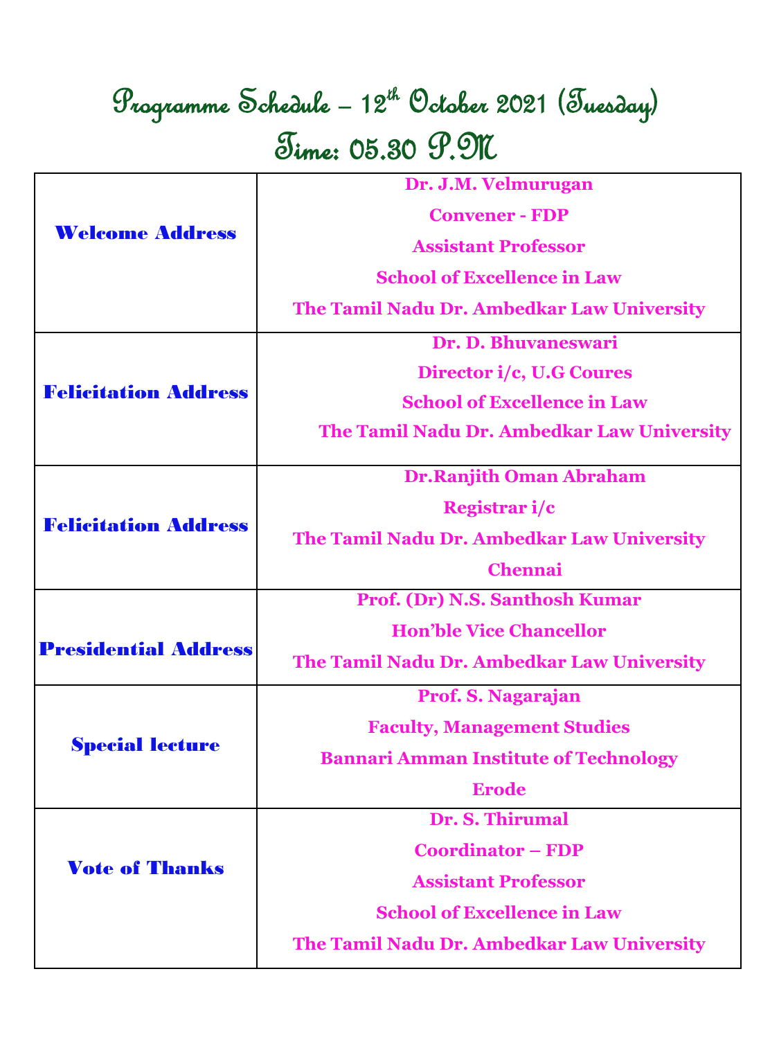# Programme Schedule – 12th October 2021 (Tuesday)

# Time: 05.30 P.M

| | |
|---|---|
| **Welcome Address** | **Dr. J.M. Velmurugan**<br>**Convener - FDP**<br>**Assistant Professor**<br>**School of Excellence in Law**<br>**The Tamil Nadu Dr. Ambedkar Law University** |
| **Felicitation Address** | **Dr. D. Bhuvaneswari**<br>**Director i/c, U.G Coures**<br>**School of Excellence in Law**<br>**The Tamil Nadu Dr. Ambedkar Law University** |
| **Felicitation Address** | **Dr.Ranjith Oman Abraham**<br>**Registrar i/c**<br>**The Tamil Nadu Dr. Ambedkar Law University**<br>**Chennai** |
| **Presidential Address** | **Prof. (Dr) N.S. Santhosh Kumar**<br>**Hon'ble Vice Chancellor**<br>**The Tamil Nadu Dr. Ambedkar Law University** |
| **Special lecture** | **Prof. S. Nagarajan**<br>**Faculty, Management Studies**<br>**Bannari Amman Institute of Technology**<br>**Erode** |
| **Vote of Thanks** | **Dr. S. Thirumal**<br>**Coordinator – FDP**<br>**Assistant Professor**<br>**School of Excellence in Law**<br>**The Tamil Nadu Dr. Ambedkar Law University** |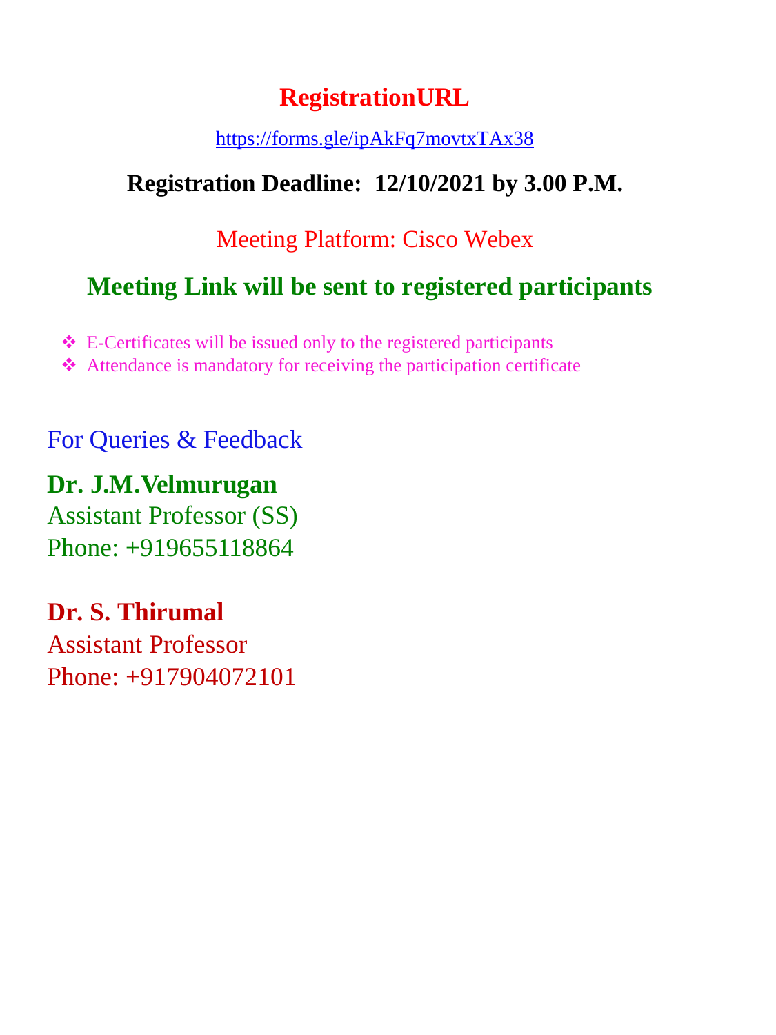## RegistrationURL

https://forms.gle/ipAkFq7movtxTAx38

**Registration Deadline: 12/10/2021 by 3.00 P.M.**

Meeting Platform: Cisco Webex

**Meeting Link will be sent to registered participants**

- E-Certificates will be issued only to the registered participants
- Attendance is mandatory for receiving the participation certificate

For Queries & Feedback

**Dr. J.M.Velmurugan**
Assistant Professor (SS)
Phone: +919655118864

**Dr. S. Thirumal**
Assistant Professor
Phone: +917904072101